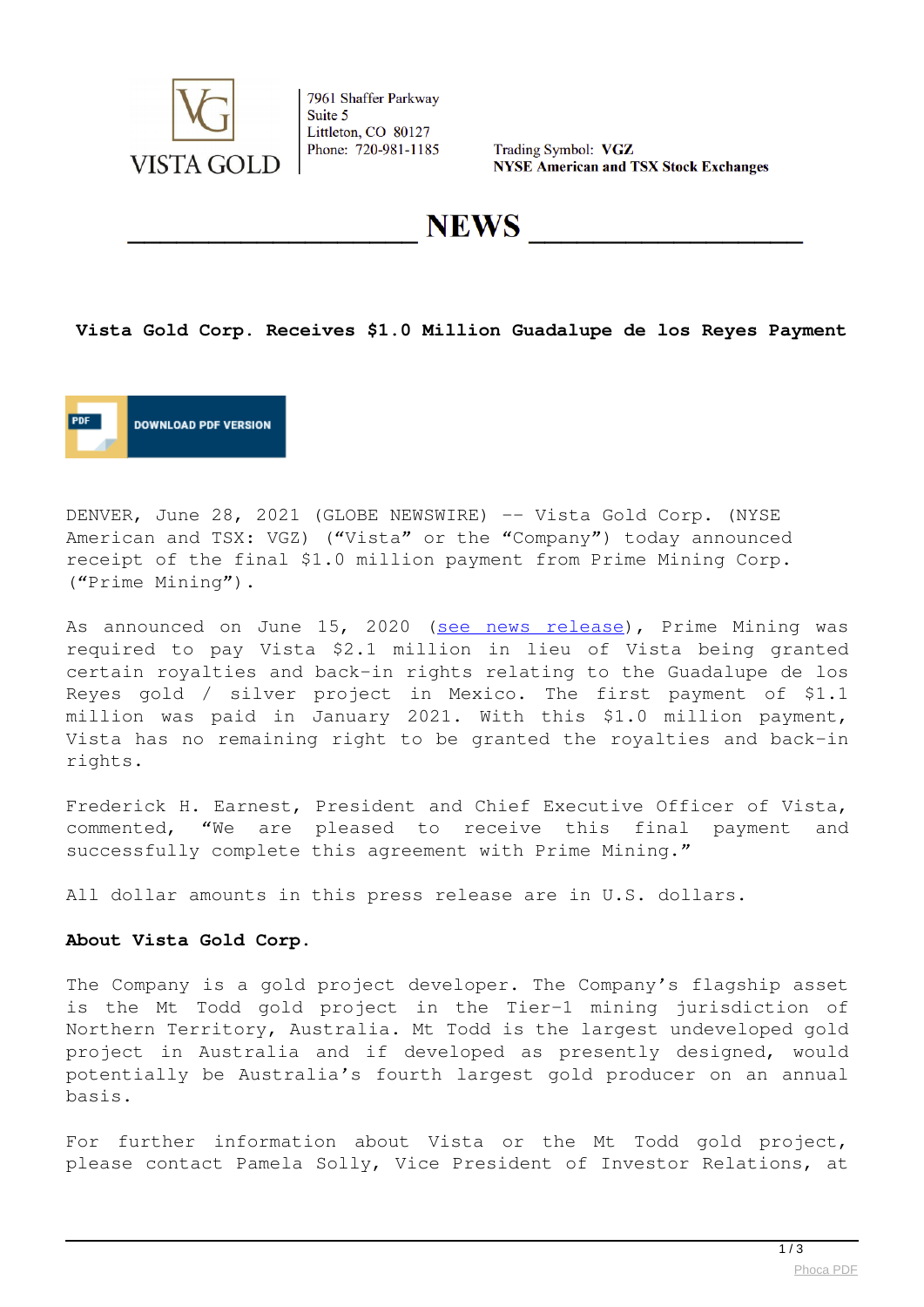VISTA GOLD

7961 Shaffer Parkway
Suite 5
Littleton, CO 80127
Phone: 720-981-1185

Trading Symbol: **VGZ**
**NYSE American and TSX Stock Exchanges**

# NEWS

## Vista Gold Corp. Receives $1.0 Million Guadalupe de los Reyes Payment

DOWNLOAD PDF VERSION

DENVER, June 28, 2021 (GLOBE NEWSWIRE) -- Vista Gold Corp. (NYSE American and TSX: VGZ) ("Vista" or the "Company") today announced receipt of the final $1.0 million payment from Prime Mining Corp. ("Prime Mining").

As announced on June 15, 2020 (see news release), Prime Mining was required to pay Vista $2.1 million in lieu of Vista being granted certain royalties and back-in rights relating to the Guadalupe de los Reyes gold / silver project in Mexico. The first payment of $1.1 million was paid in January 2021. With this $1.0 million payment, Vista has no remaining right to be granted the royalties and back-in rights.

Frederick H. Earnest, President and Chief Executive Officer of Vista, commented, "We are pleased to receive this final payment and successfully complete this agreement with Prime Mining."

All dollar amounts in this press release are in U.S. dollars.

**About Vista Gold Corp.**

The Company is a gold project developer. The Company's flagship asset is the Mt Todd gold project in the Tier-1 mining jurisdiction of Northern Territory, Australia. Mt Todd is the largest undeveloped gold project in Australia and if developed as presently designed, would potentially be Australia's fourth largest gold producer on an annual basis.

For further information about Vista or the Mt Todd gold project, please contact Pamela Solly, Vice President of Investor Relations, at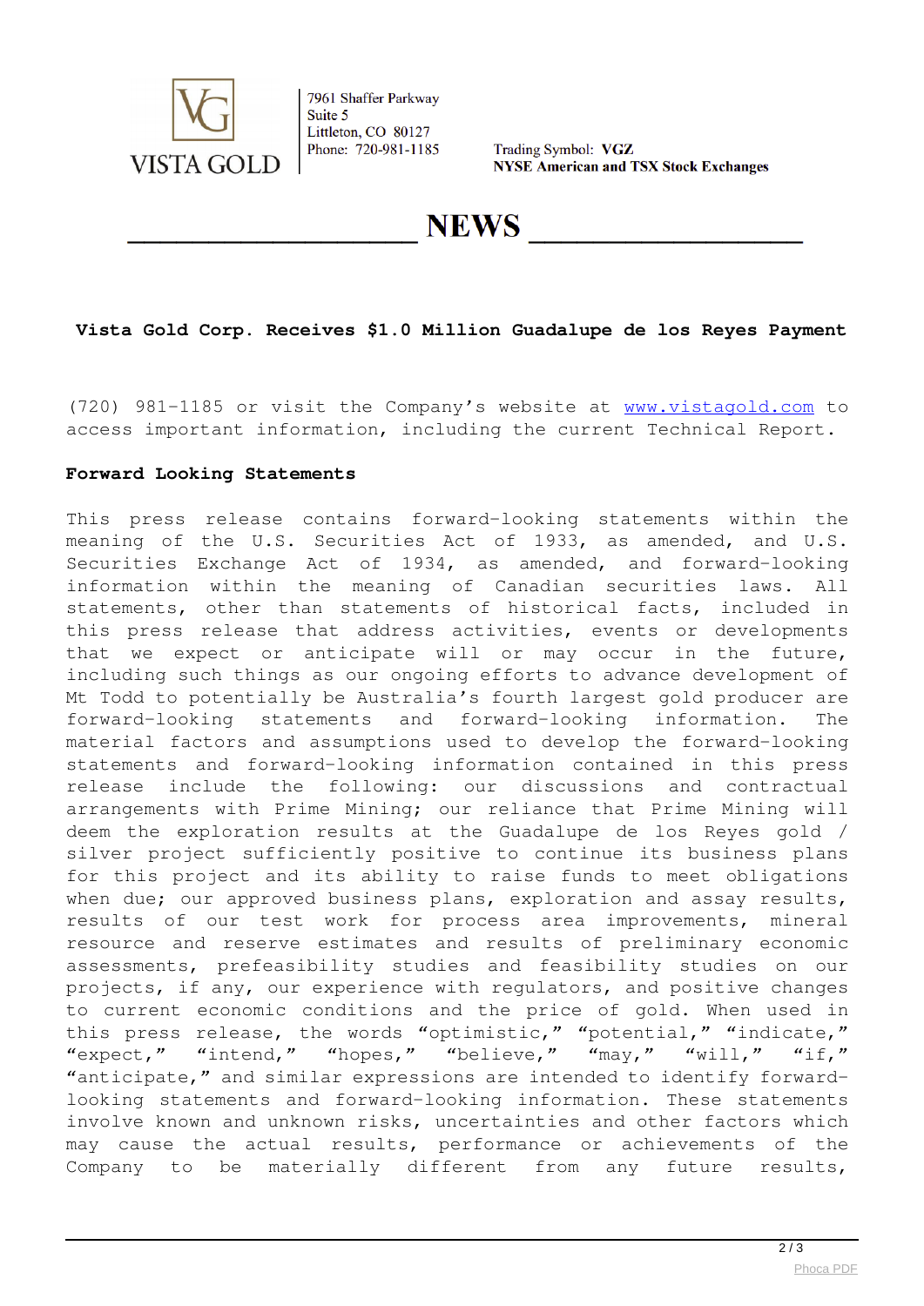**Vista Gold Corp. Receives $1.0 Million Guadalupe de los Reyes Payment**

(720) 981-1185 or visit the Company's website at www.vistagold.com to access important information, including the current Technical Report.

**Forward Looking Statements**

This press release contains forward-looking statements within the meaning of the U.S. Securities Act of 1933, as amended, and U.S. Securities Exchange Act of 1934, as amended, and forward-looking information within the meaning of Canadian securities laws. All statements, other than statements of historical facts, included in this press release that address activities, events or developments that we expect or anticipate will or may occur in the future, including such things as our ongoing efforts to advance development of Mt Todd to potentially be Australia's fourth largest gold producer are forward-looking statements and forward-looking information. The material factors and assumptions used to develop the forward-looking statements and forward-looking information contained in this press release include the following: our discussions and contractual arrangements with Prime Mining; our reliance that Prime Mining will deem the exploration results at the Guadalupe de los Reyes gold / silver project sufficiently positive to continue its business plans for this project and its ability to raise funds to meet obligations when due; our approved business plans, exploration and assay results, results of our test work for process area improvements, mineral resource and reserve estimates and results of preliminary economic assessments, prefeasibility studies and feasibility studies on our projects, if any, our experience with regulators, and positive changes to current economic conditions and the price of gold. When used in this press release, the words "optimistic," "potential," "indicate," "expect," "intend," "hopes," "believe," "may," "will," "if," "anticipate," and similar expressions are intended to identify forward-looking statements and forward-looking information. These statements involve known and unknown risks, uncertainties and other factors which may cause the actual results, performance or achievements of the Company to be materially different from any future results,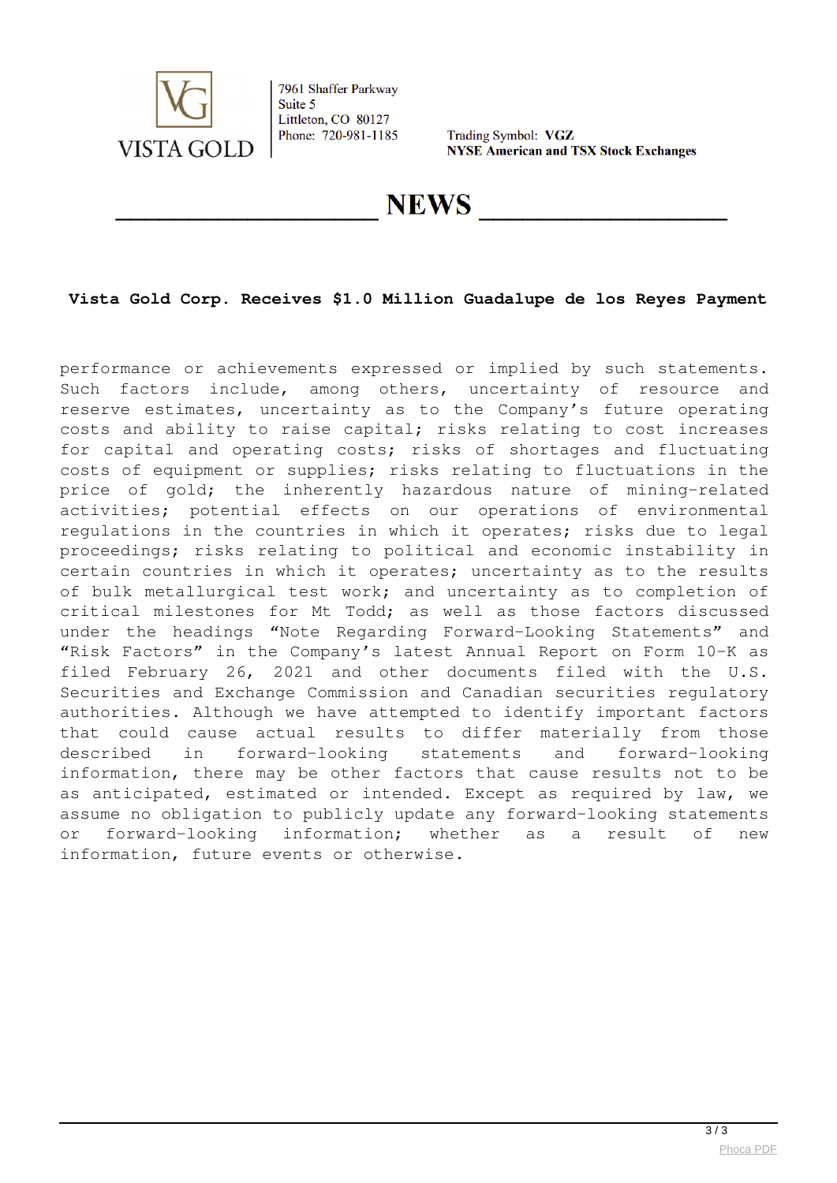performance or achievements expressed or implied by such statements. Such factors include, among others, uncertainty of resource and reserve estimates, uncertainty as to the Company's future operating costs and ability to raise capital; risks relating to cost increases for capital and operating costs; risks of shortages and fluctuating costs of equipment or supplies; risks relating to fluctuations in the price of gold; the inherently hazardous nature of mining-related activities; potential effects on our operations of environmental regulations in the countries in which it operates; risks due to legal proceedings; risks relating to political and economic instability in certain countries in which it operates; uncertainty as to the results of bulk metallurgical test work; and uncertainty as to completion of critical milestones for Mt Todd; as well as those factors discussed under the headings "Note Regarding Forward-Looking Statements" and "Risk Factors" in the Company's latest Annual Report on Form 10-K as filed February 26, 2021 and other documents filed with the U.S. Securities and Exchange Commission and Canadian securities regulatory authorities. Although we have attempted to identify important factors that could cause actual results to differ materially from those described in forward-looking statements and forward-looking information, there may be other factors that cause results not to be as anticipated, estimated or intended. Except as required by law, we assume no obligation to publicly update any forward-looking statements or forward-looking information; whether as a result of new information, future events or otherwise.